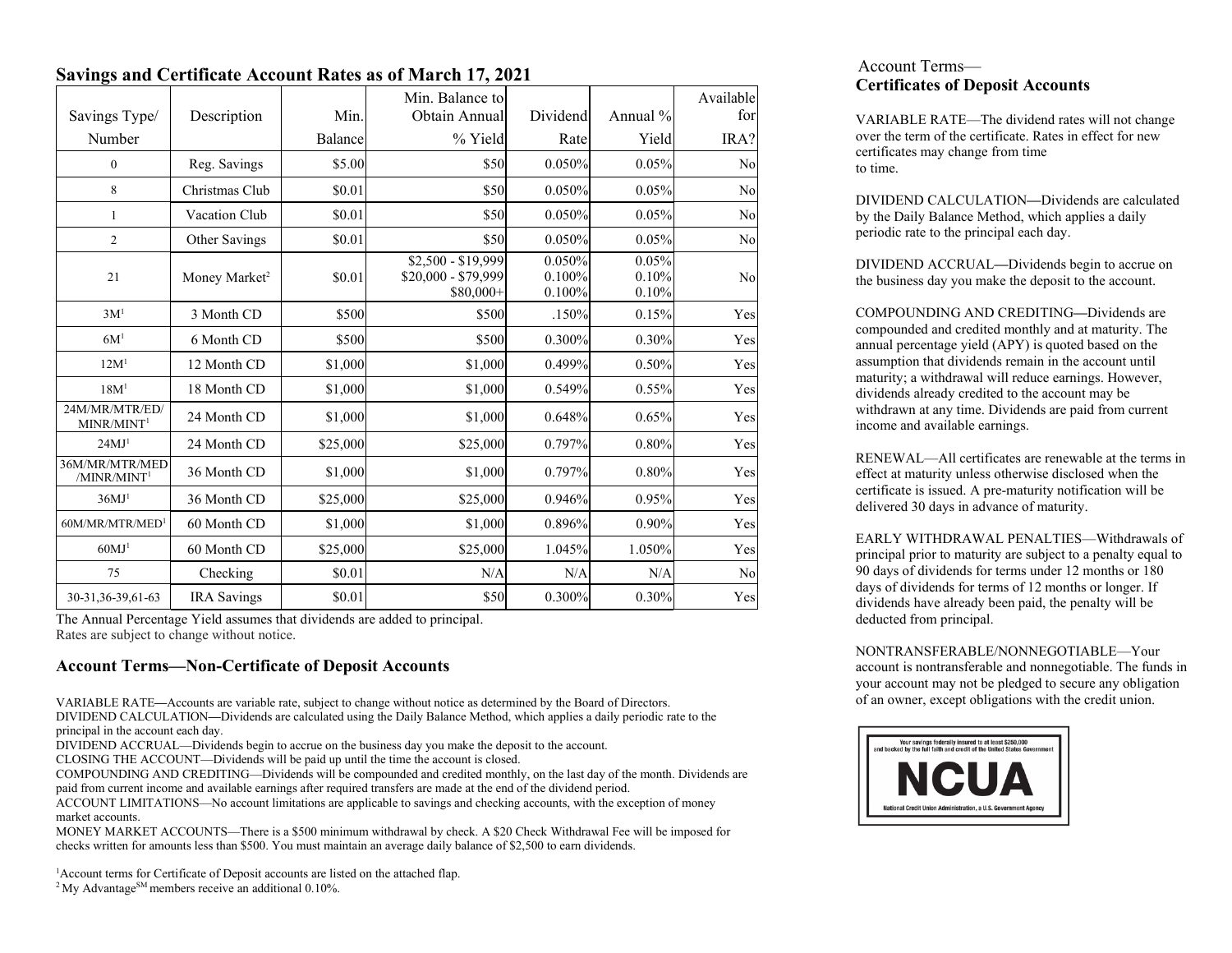## Savings and Certificate Account Rates as of March 17, 2021

| Savings Type/ Number | Description | Min. Balance | Min. Balance to Obtain Annual % Yield | Dividend Rate | Annual % Yield | Available for IRA? |
|---|---|---|---|---|---|---|
| 0 | Reg. Savings | $5.00 | $50 | 0.050% | 0.05% | No |
| 8 | Christmas Club | $0.01 | $50 | 0.050% | 0.05% | No |
| 1 | Vacation Club | $0.01 | $50 | 0.050% | 0.05% | No |
| 2 | Other Savings | $0.01 | $50 | 0.050% | 0.05% | No |
| 21 | Money Market[2] | $0.01 | $2,500 - $19,999<br>$20,000 - $79,999<br>$80,000+ | 0.050%<br>0.100%<br>0.100% | 0.05%<br>0.10%<br>0.10% | No |
| 3M[1] | 3 Month CD | $500 | $500 | .150% | 0.15% | Yes |
| 6M[1] | 6 Month CD | $500 | $500 | 0.300% | 0.30% | Yes |
| 12M[1] | 12 Month CD | $1,000 | $1,000 | 0.499% | 0.50% | Yes |
| 18M[1] | 18 Month CD | $1,000 | $1,000 | 0.549% | 0.55% | Yes |
| 24M/MR/MTR/ED/ MINR/MINT[1] | 24 Month CD | $1,000 | $1,000 | 0.648% | 0.65% | Yes |
| 24MJ[1] | 24 Month CD | $25,000 | $25,000 | 0.797% | 0.80% | Yes |
| 36M/MR/MTR/MED /MINR/MINT[1] | 36 Month CD | $1,000 | $1,000 | 0.797% | 0.80% | Yes |
| 36MJ[1] | 36 Month CD | $25,000 | $25,000 | 0.946% | 0.95% | Yes |
| 60M/MR/MTR/MED[1] | 60 Month CD | $1,000 | $1,000 | 0.896% | 0.90% | Yes |
| 60MJ[1] | 60 Month CD | $25,000 | $25,000 | 1.045% | 1.050% | Yes |
| 75 | Checking | $0.01 | N/A | N/A | N/A | No |
| 30-31,36-39,61-63 | IRA Savings | $0.01 | $50 | 0.300% | 0.30% | Yes |

The Annual Percentage Yield assumes that dividends are added to principal.
Rates are subject to change without notice.

## Account Terms—Non-Certificate of Deposit Accounts

VARIABLE RATE—Accounts are variable rate, subject to change without notice as determined by the Board of Directors.
DIVIDEND CALCULATION—Dividends are calculated using the Daily Balance Method, which applies a daily periodic rate to the principal in the account each day.
DIVIDEND ACCRUAL—Dividends begin to accrue on the business day you make the deposit to the account.
CLOSING THE ACCOUNT—Dividends will be paid up until the time the account is closed.
COMPOUNDING AND CREDITING—Dividends will be compounded and credited monthly, on the last day of the month. Dividends are paid from current income and available earnings after required transfers are made at the end of the dividend period.
ACCOUNT LIMITATIONS—No account limitations are applicable to savings and checking accounts, with the exception of money market accounts.
MONEY MARKET ACCOUNTS—There is a $500 minimum withdrawal by check. A $20 Check Withdrawal Fee will be imposed for checks written for amounts less than $500. You must maintain an average daily balance of $2,500 to earn dividends.

[1]Account terms for Certificate of Deposit accounts are listed on the attached flap.
[2] My Advantage[SM] members receive an additional 0.10%.

Account Terms—
## Certificates of Deposit Accounts

VARIABLE RATE—The dividend rates will not change over the term of the certificate. Rates in effect for new certificates may change from time to time.

DIVIDEND CALCULATION—Dividends are calculated by the Daily Balance Method, which applies a daily periodic rate to the principal each day.

DIVIDEND ACCRUAL—Dividends begin to accrue on the business day you make the deposit to the account.

COMPOUNDING AND CREDITING—Dividends are compounded and credited monthly and at maturity. The annual percentage yield (APY) is quoted based on the assumption that dividends remain in the account until maturity; a withdrawal will reduce earnings. However, dividends already credited to the account may be withdrawn at any time. Dividends are paid from current income and available earnings.

RENEWAL—All certificates are renewable at the terms in effect at maturity unless otherwise disclosed when the certificate is issued. A pre-maturity notification will be delivered 30 days in advance of maturity.

EARLY WITHDRAWAL PENALTIES—Withdrawals of principal prior to maturity are subject to a penalty equal to 90 days of dividends for terms under 12 months or 180 days of dividends for terms of 12 months or longer. If dividends have already been paid, the penalty will be deducted from principal.

NONTRANSFERABLE/NONNEGOTIABLE—Your account is nontransferable and nonnegotiable. The funds in your account may not be pledged to secure any obligation of an owner, except obligations with the credit union.

Your savings federally insured to at least $250,000 and backed by the full faith and credit of the United States Government

NCUA

National Credit Union Administration, a U.S. Government Agency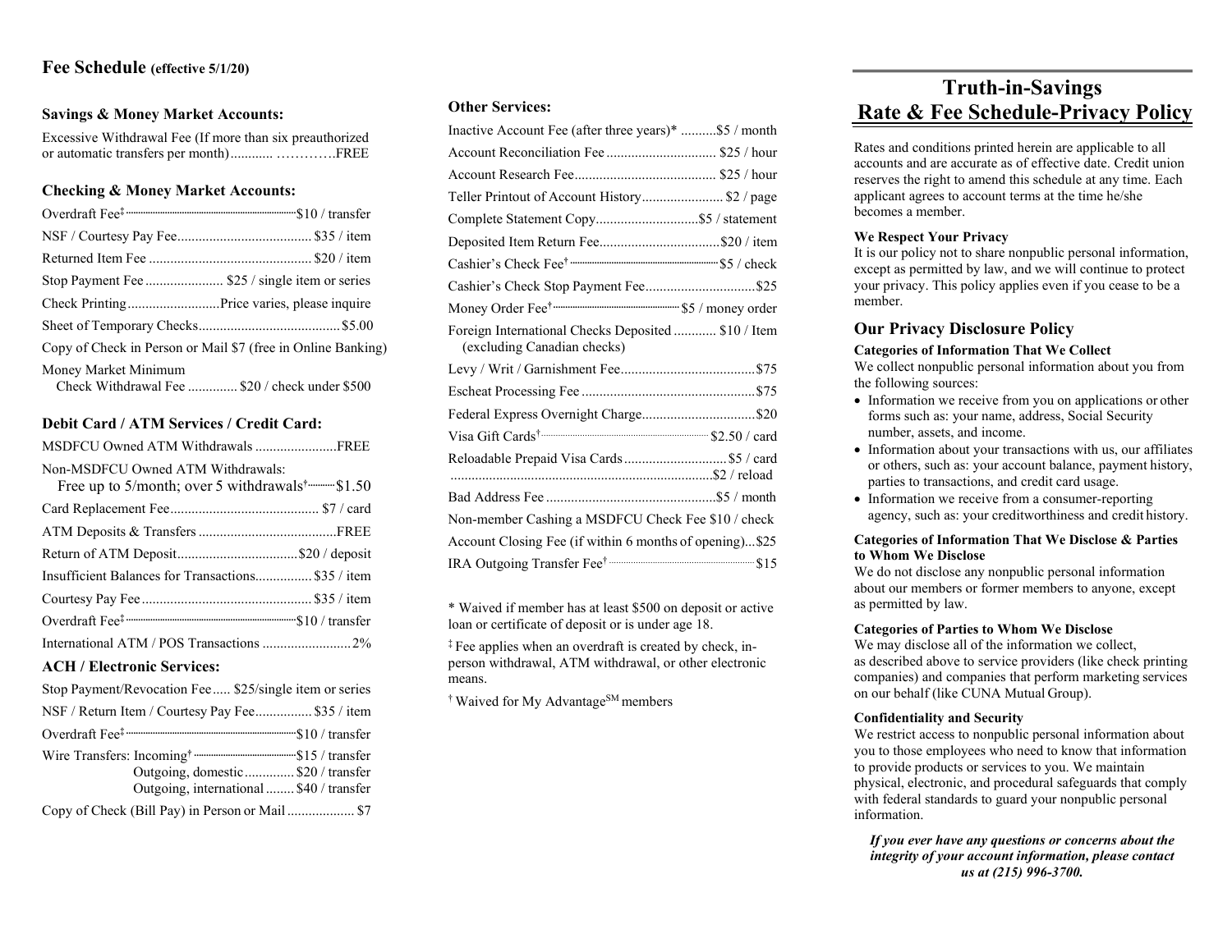## Fee Schedule (effective 5/1/20)

### Savings & Money Market Accounts:

| | |
|---|---|
| Excessive Withdrawal Fee (If more than six preauthorized or automatic transfers per month) | FREE |

### Checking & Money Market Accounts:

| | |
|---|---|
| Overdraft Fee‡ | $10 / transfer |
| NSF / Courtesy Pay Fee | $35 / item |
| Returned Item Fee | $20 / item |
| Stop Payment Fee | $25 / single item or series |
| Check Printing | Price varies, please inquire |
| Sheet of Temporary Checks | $5.00 |
| Copy of Check in Person or Mail $7 (free in Online Banking) | |
| Money Market Minimum Check Withdrawal Fee | $20 / check under $500 |

### Debit Card / ATM Services / Credit Card:

| | |
|---|---|
| MSDFCU Owned ATM Withdrawals | FREE |
| Non-MSDFCU Owned ATM Withdrawals: Free up to 5/month; over 5 withdrawals† | $1.50 |
| Card Replacement Fee | $7 / card |
| ATM Deposits & Transfers | FREE |
| Return of ATM Deposit | $20 / deposit |
| Insufficient Balances for Transactions | $35 / item |
| Courtesy Pay Fee | $35 / item |
| Overdraft Fee‡ | $10 / transfer |
| International ATM / POS Transactions | 2% |

### ACH / Electronic Services:

| | |
|---|---|
| Stop Payment/Revocation Fee | $25/single item or series |
| NSF / Return Item / Courtesy Pay Fee | $35 / item |
| Overdraft Fee‡ | $10 / transfer |
| Wire Transfers: Incoming† | $15 / transfer |
| Outgoing, domestic | $20 / transfer |
| Outgoing, international | $40 / transfer |
| Copy of Check (Bill Pay) in Person or Mail | $7 |

### Other Services:

| | |
|---|---|
| Inactive Account Fee (after three years)* | $5 / month |
| Account Reconciliation Fee | $25 / hour |
| Account Research Fee | $25 / hour |
| Teller Printout of Account History | $2 / page |
| Complete Statement Copy | $5 / statement |
| Deposited Item Return Fee | $20 / item |
| Cashier's Check Fee† | $5 / check |
| Cashier's Check Stop Payment Fee | $25 |
| Money Order Fee† | $5 / money order |
| Foreign International Checks Deposited (excluding Canadian checks) | $10 / Item |
| Levy / Writ / Garnishment Fee | $75 |
| Escheat Processing Fee | $75 |
| Federal Express Overnight Charge | $20 |
| Visa Gift Cards† | $2.50 / card |
| Reloadable Prepaid Visa Cards | $5 / card |
| | $2 / reload |
| Bad Address Fee | $5 / month |
| Non-member Cashing a MSDFCU Check Fee | $10 / check |
| Account Closing Fee (if within 6 months of opening) | $25 |
| IRA Outgoing Transfer Fee† | $15 |

* Waived if member has at least $500 on deposit or active loan or certificate of deposit or is under age 18.

‡ Fee applies when an overdraft is created by check, in-person withdrawal, ATM withdrawal, or other electronic means.

† Waived for My Advantage℠ members

# Truth-in-Savings Rate & Fee Schedule-Privacy Policy

Rates and conditions printed herein are applicable to all accounts and are accurate as of effective date. Credit union reserves the right to amend this schedule at any time. Each applicant agrees to account terms at the time he/she becomes a member.

**We Respect Your Privacy**

It is our policy not to share nonpublic personal information, except as permitted by law, and we will continue to protect your privacy. This policy applies even if you cease to be a member.

## Our Privacy Disclosure Policy

**Categories of Information That We Collect**

We collect nonpublic personal information about you from the following sources:

- Information we receive from you on applications or other forms such as: your name, address, Social Security number, assets, and income.
- Information about your transactions with us, our affiliates or others, such as: your account balance, payment history, parties to transactions, and credit card usage.
- Information we receive from a consumer-reporting agency, such as: your creditworthiness and credit history.

**Categories of Information That We Disclose & Parties to Whom We Disclose**

We do not disclose any nonpublic personal information about our members or former members to anyone, except as permitted by law.

**Categories of Parties to Whom We Disclose**

We may disclose all of the information we collect, as described above to service providers (like check printing companies) and companies that perform marketing services on our behalf (like CUNA Mutual Group).

**Confidentiality and Security**

We restrict access to nonpublic personal information about you to those employees who need to know that information to provide products or services to you. We maintain physical, electronic, and procedural safeguards that comply with federal standards to guard your nonpublic personal information.

***If you ever have any questions or concerns about the integrity of your account information, please contact us at (215) 996-3700.***